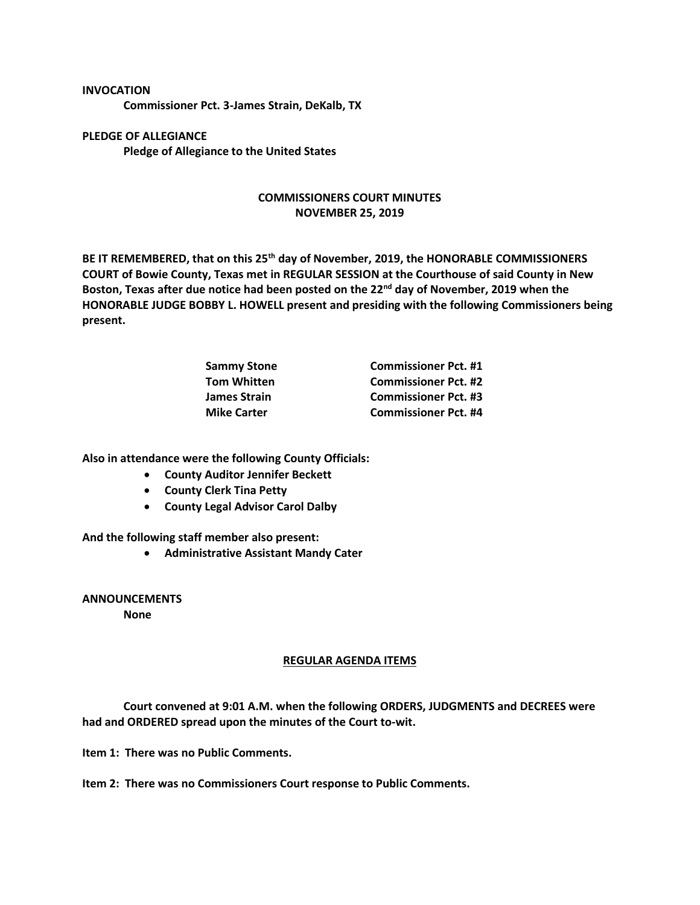**INVOCATION**

**Commissioner Pct. 3-James Strain, DeKalb, TX**

**PLEDGE OF ALLEGIANCE**

**Pledge of Allegiance to the United States**

## COMMISSIONERS COURT MINUTES
## NOVEMBER 25, 2019

**BE IT REMEMBERED, that on this 25th day of November, 2019, the HONORABLE COMMISSIONERS COURT of Bowie County, Texas met in REGULAR SESSION at the Courthouse of said County in New Boston, Texas after due notice had been posted on the 22nd day of November, 2019 when the HONORABLE JUDGE BOBBY L. HOWELL present and presiding with the following Commissioners being present.**

| | |
|---|---|
| **Sammy Stone** | **Commissioner Pct. #1** |
| **Tom Whitten** | **Commissioner Pct. #2** |
| **James Strain** | **Commissioner Pct. #3** |
| **Mike Carter** | **Commissioner Pct. #4** |

**Also in attendance were the following County Officials:**

- **County Auditor Jennifer Beckett**
- **County Clerk Tina Petty**
- **County Legal Advisor Carol Dalby**

**And the following staff member also present:**

- **Administrative Assistant Mandy Cater**

**ANNOUNCEMENTS**

**None**

### REGULAR AGENDA ITEMS

**Court convened at 9:01 A.M. when the following ORDERS, JUDGMENTS and DECREES were had and ORDERED spread upon the minutes of the Court to-wit.**

**Item 1: There was no Public Comments.**

**Item 2: There was no Commissioners Court response to Public Comments.**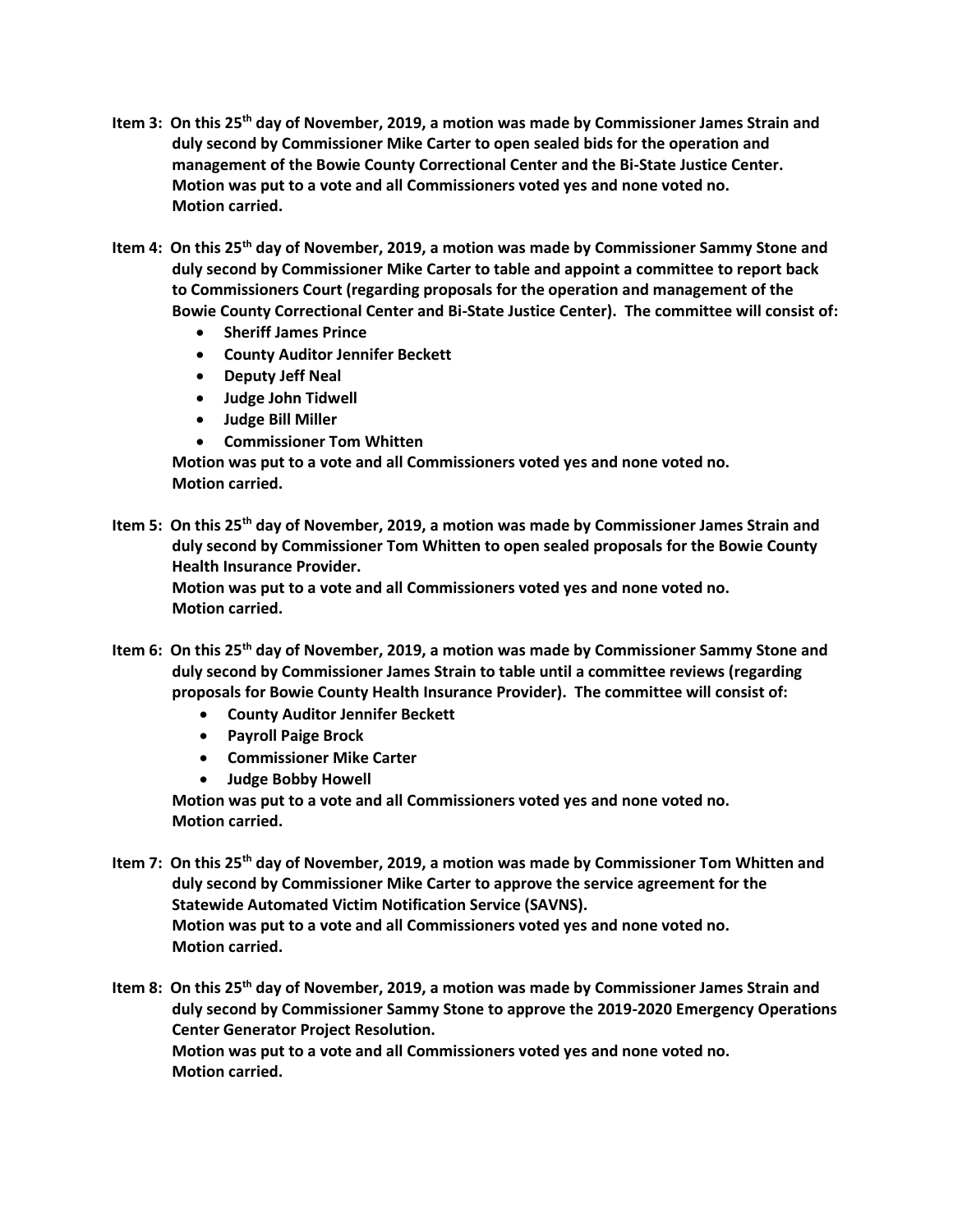**Item 3: On this 25th day of November, 2019, a motion was made by Commissioner James Strain and duly second by Commissioner Mike Carter to open sealed bids for the operation and management of the Bowie County Correctional Center and the Bi-State Justice Center.**
**Motion was put to a vote and all Commissioners voted yes and none voted no.**
**Motion carried.**

**Item 4: On this 25th day of November, 2019, a motion was made by Commissioner Sammy Stone and duly second by Commissioner Mike Carter to table and appoint a committee to report back to Commissioners Court (regarding proposals for the operation and management of the Bowie County Correctional Center and Bi-State Justice Center). The committee will consist of:**

- **Sheriff James Prince**
- **County Auditor Jennifer Beckett**
- **Deputy Jeff Neal**
- **Judge John Tidwell**
- **Judge Bill Miller**
- **Commissioner Tom Whitten**

**Motion was put to a vote and all Commissioners voted yes and none voted no.**
**Motion carried.**

**Item 5: On this 25th day of November, 2019, a motion was made by Commissioner James Strain and duly second by Commissioner Tom Whitten to open sealed proposals for the Bowie County Health Insurance Provider.**
**Motion was put to a vote and all Commissioners voted yes and none voted no.**
**Motion carried.**

**Item 6: On this 25th day of November, 2019, a motion was made by Commissioner Sammy Stone and duly second by Commissioner James Strain to table until a committee reviews (regarding proposals for Bowie County Health Insurance Provider). The committee will consist of:**

- **County Auditor Jennifer Beckett**
- **Payroll Paige Brock**
- **Commissioner Mike Carter**
- **Judge Bobby Howell**

**Motion was put to a vote and all Commissioners voted yes and none voted no.**
**Motion carried.**

**Item 7: On this 25th day of November, 2019, a motion was made by Commissioner Tom Whitten and duly second by Commissioner Mike Carter to approve the service agreement for the Statewide Automated Victim Notification Service (SAVNS).**
**Motion was put to a vote and all Commissioners voted yes and none voted no.**
**Motion carried.**

**Item 8: On this 25th day of November, 2019, a motion was made by Commissioner James Strain and duly second by Commissioner Sammy Stone to approve the 2019-2020 Emergency Operations Center Generator Project Resolution.**
**Motion was put to a vote and all Commissioners voted yes and none voted no.**
**Motion carried.**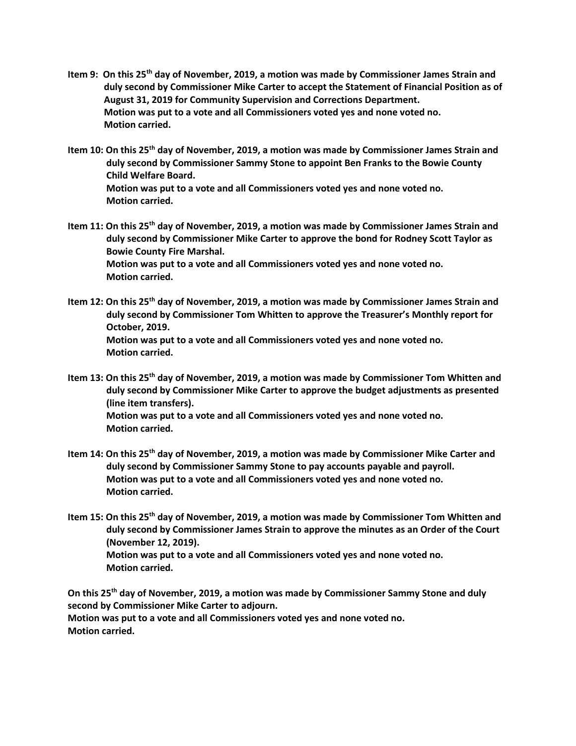**Item 9: On this 25th day of November, 2019, a motion was made by Commissioner James Strain and duly second by Commissioner Mike Carter to accept the Statement of Financial Position as of August 31, 2019 for Community Supervision and Corrections Department.**
**Motion was put to a vote and all Commissioners voted yes and none voted no.**
**Motion carried.**

**Item 10: On this 25th day of November, 2019, a motion was made by Commissioner James Strain and duly second by Commissioner Sammy Stone to appoint Ben Franks to the Bowie County Child Welfare Board.**
**Motion was put to a vote and all Commissioners voted yes and none voted no.**
**Motion carried.**

**Item 11: On this 25th day of November, 2019, a motion was made by Commissioner James Strain and duly second by Commissioner Mike Carter to approve the bond for Rodney Scott Taylor as Bowie County Fire Marshal.**
**Motion was put to a vote and all Commissioners voted yes and none voted no.**
**Motion carried.**

**Item 12: On this 25th day of November, 2019, a motion was made by Commissioner James Strain and duly second by Commissioner Tom Whitten to approve the Treasurer's Monthly report for October, 2019.**
**Motion was put to a vote and all Commissioners voted yes and none voted no.**
**Motion carried.**

**Item 13: On this 25th day of November, 2019, a motion was made by Commissioner Tom Whitten and duly second by Commissioner Mike Carter to approve the budget adjustments as presented (line item transfers).**
**Motion was put to a vote and all Commissioners voted yes and none voted no.**
**Motion carried.**

**Item 14: On this 25th day of November, 2019, a motion was made by Commissioner Mike Carter and duly second by Commissioner Sammy Stone to pay accounts payable and payroll.**
**Motion was put to a vote and all Commissioners voted yes and none voted no.**
**Motion carried.**

**Item 15: On this 25th day of November, 2019, a motion was made by Commissioner Tom Whitten and duly second by Commissioner James Strain to approve the minutes as an Order of the Court (November 12, 2019).**
**Motion was put to a vote and all Commissioners voted yes and none voted no.**
**Motion carried.**

**On this 25th day of November, 2019, a motion was made by Commissioner Sammy Stone and duly second by Commissioner Mike Carter to adjourn.**
**Motion was put to a vote and all Commissioners voted yes and none voted no.**
**Motion carried.**